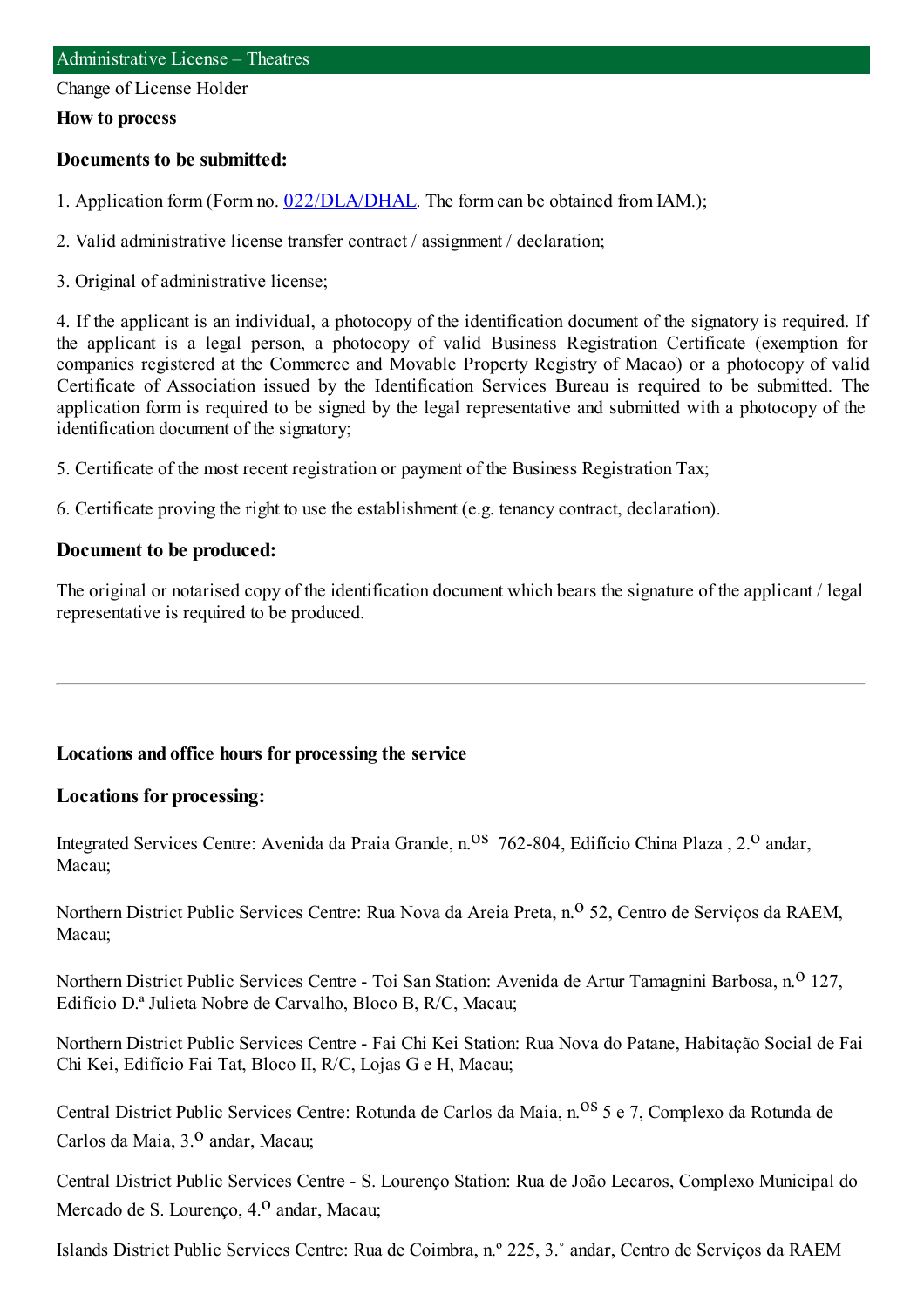## Administrative License – Theatres

Change of License Holder

**How to process**

### Documents to be submitted:

1. Application form (Form no. [022/DLA/DHAL](022/DLA/DHAL). The form can be obtained from IAM.);

2. Valid administrative license transfer contract / assignment / declaration;

3. Original of administrative license;

4. If the applicant is an individual, a photocopy of the identification document of the signatory is required. If the applicant is a legal person, a photocopy of valid Business Registration Certificate (exemption for companies registered at the Commerce and Movable Property Registry of Macao) or a photocopy of valid Certificate of Association issued by the Identification Services Bureau is required to be submitted. The application form is required to be signed by the legal representative and submitted with a photocopy of the identification document of the signatory;

5. Certificate of the most recent registration or payment of the Business Registration Tax;

6. Certificate proving the right to use the establishment (e.g. tenancy contract, declaration).

### Document to be produced:

The original or notarised copy of the identification document which bears the signature of the applicant / legal representative is required to be produced.

---

**Locations and office hours for processing the service**

### Locations for processing:

Integrated Services Centre: Avenida da Praia Grande, n.os 762-804, Edifício China Plaza , 2.o andar, Macau;

Northern District Public Services Centre: Rua Nova da Areia Preta, n.o 52, Centro de Serviços da RAEM, Macau;

Northern District Public Services Centre - Toi San Station: Avenida de Artur Tamagnini Barbosa, n.o 127, Edifício D.ª Julieta Nobre de Carvalho, Bloco B, R/C, Macau;

Northern District Public Services Centre - Fai Chi Kei Station: Rua Nova do Patane, Habitação Social de Fai Chi Kei, Edifício Fai Tat, Bloco II, R/C, Lojas G e H, Macau;

Central District Public Services Centre: Rotunda de Carlos da Maia, n.os 5 e 7, Complexo da Rotunda de Carlos da Maia, 3.o andar, Macau;

Central District Public Services Centre - S. Lourenço Station: Rua de João Lecaros, Complexo Municipal do Mercado de S. Lourenço, 4.o andar, Macau;

Islands District Public Services Centre: Rua de Coimbra, n.º 225, 3.˚ andar, Centro de Serviços da RAEM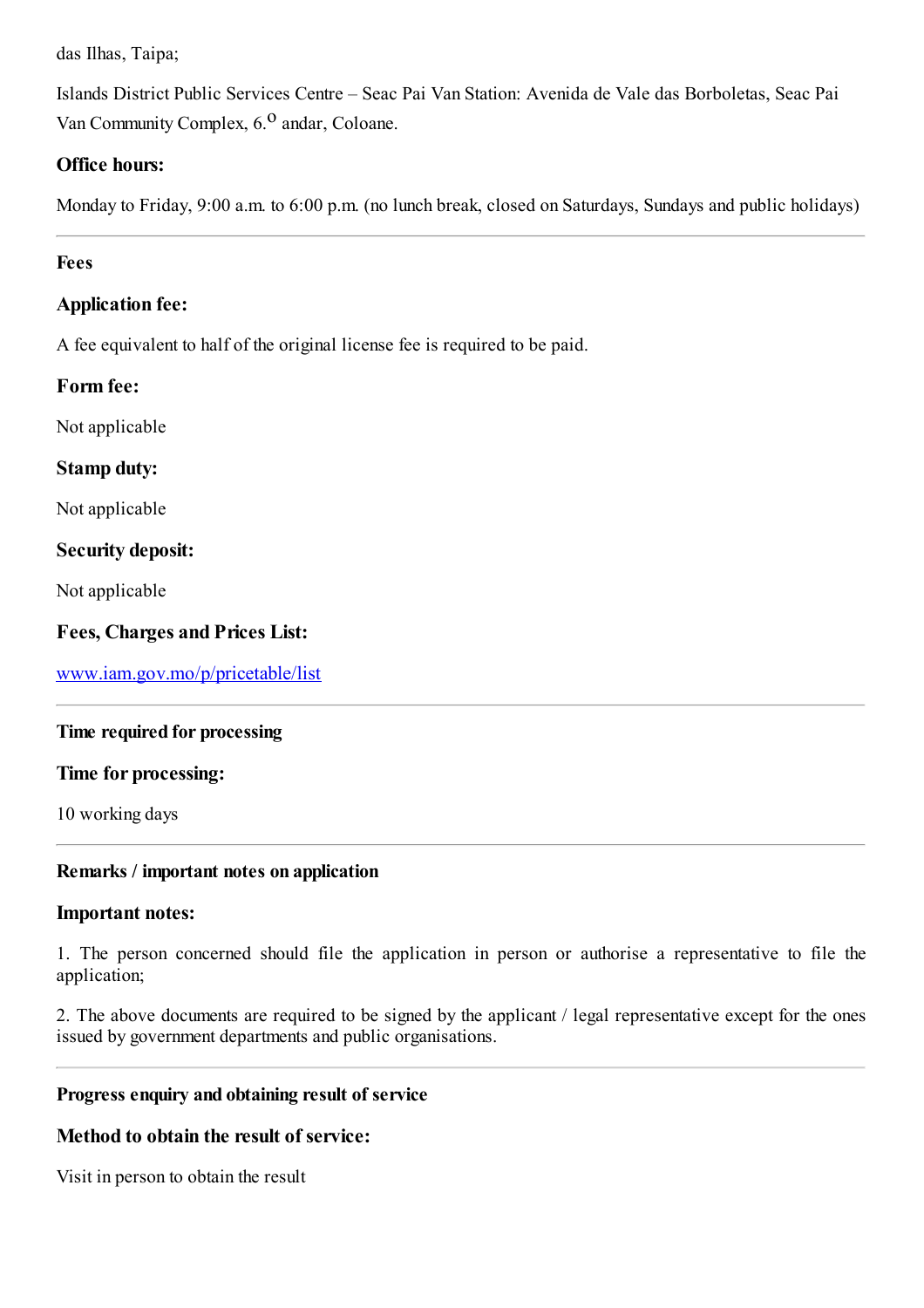das Ilhas, Taipa;

Islands District Public Services Centre – Seac Pai Van Station: Avenida de Vale das Borboletas, Seac Pai Van Community Complex, 6.º andar, Coloane.

### Office hours:

Monday to Friday, 9:00 a.m. to 6:00 p.m. (no lunch break, closed on Saturdays, Sundays and public holidays)

---

## Fees

### Application fee:

A fee equivalent to half of the original license fee is required to be paid.

### Form fee:

Not applicable

### Stamp duty:

Not applicable

### Security deposit:

Not applicable

### Fees, Charges and Prices List:

[www.iam.gov.mo/p/pricetable/list](www.iam.gov.mo/p/pricetable/list)

---

## Time required for processing

### Time for processing:

10 working days

---

## Remarks / important notes on application

### Important notes:

1. The person concerned should file the application in person or authorise a representative to file the application;

2. The above documents are required to be signed by the applicant / legal representative except for the ones issued by government departments and public organisations.

---

## Progress enquiry and obtaining result of service

### Method to obtain the result of service:

Visit in person to obtain the result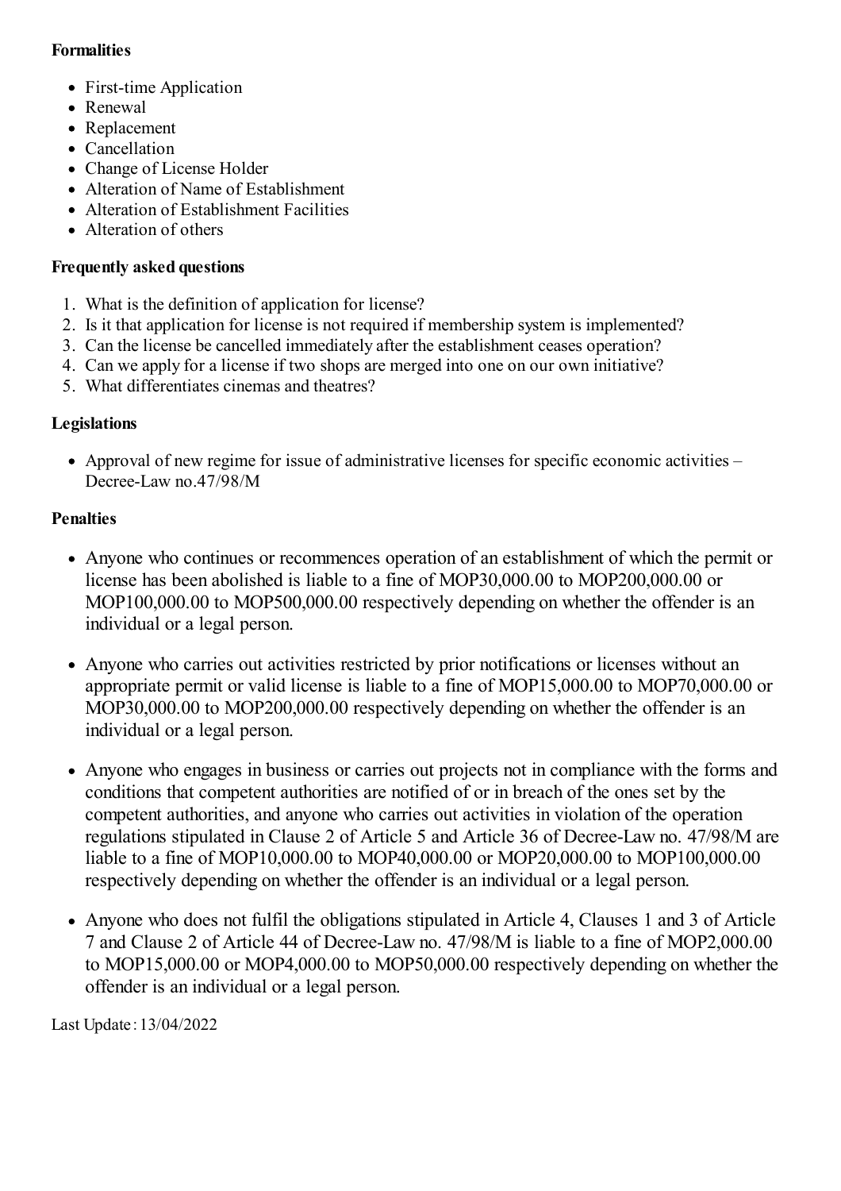**Formalities**

- First-time Application
- Renewal
- Replacement
- Cancellation
- Change of License Holder
- Alteration of Name of Establishment
- Alteration of Establishment Facilities
- Alteration of others

**Frequently asked questions**

1. What is the definition of application for license?
2. Is it that application for license is not required if membership system is implemented?
3. Can the license be cancelled immediately after the establishment ceases operation?
4. Can we apply for a license if two shops are merged into one on our own initiative?
5. What differentiates cinemas and theatres?

**Legislations**

- Approval of new regime for issue of administrative licenses for specific economic activities – Decree-Law no.47/98/M

**Penalties**

- Anyone who continues or recommences operation of an establishment of which the permit or license has been abolished is liable to a fine of MOP30,000.00 to MOP200,000.00 or MOP100,000.00 to MOP500,000.00 respectively depending on whether the offender is an individual or a legal person.

- Anyone who carries out activities restricted by prior notifications or licenses without an appropriate permit or valid license is liable to a fine of MOP15,000.00 to MOP70,000.00 or MOP30,000.00 to MOP200,000.00 respectively depending on whether the offender is an individual or a legal person.

- Anyone who engages in business or carries out projects not in compliance with the forms and conditions that competent authorities are notified of or in breach of the ones set by the competent authorities, and anyone who carries out activities in violation of the operation regulations stipulated in Clause 2 of Article 5 and Article 36 of Decree-Law no. 47/98/M are liable to a fine of MOP10,000.00 to MOP40,000.00 or MOP20,000.00 to MOP100,000.00 respectively depending on whether the offender is an individual or a legal person.

- Anyone who does not fulfil the obligations stipulated in Article 4, Clauses 1 and 3 of Article 7 and Clause 2 of Article 44 of Decree-Law no. 47/98/M is liable to a fine of MOP2,000.00 to MOP15,000.00 or MOP4,000.00 to MOP50,000.00 respectively depending on whether the offender is an individual or a legal person.

Last Update : 13/04/2022